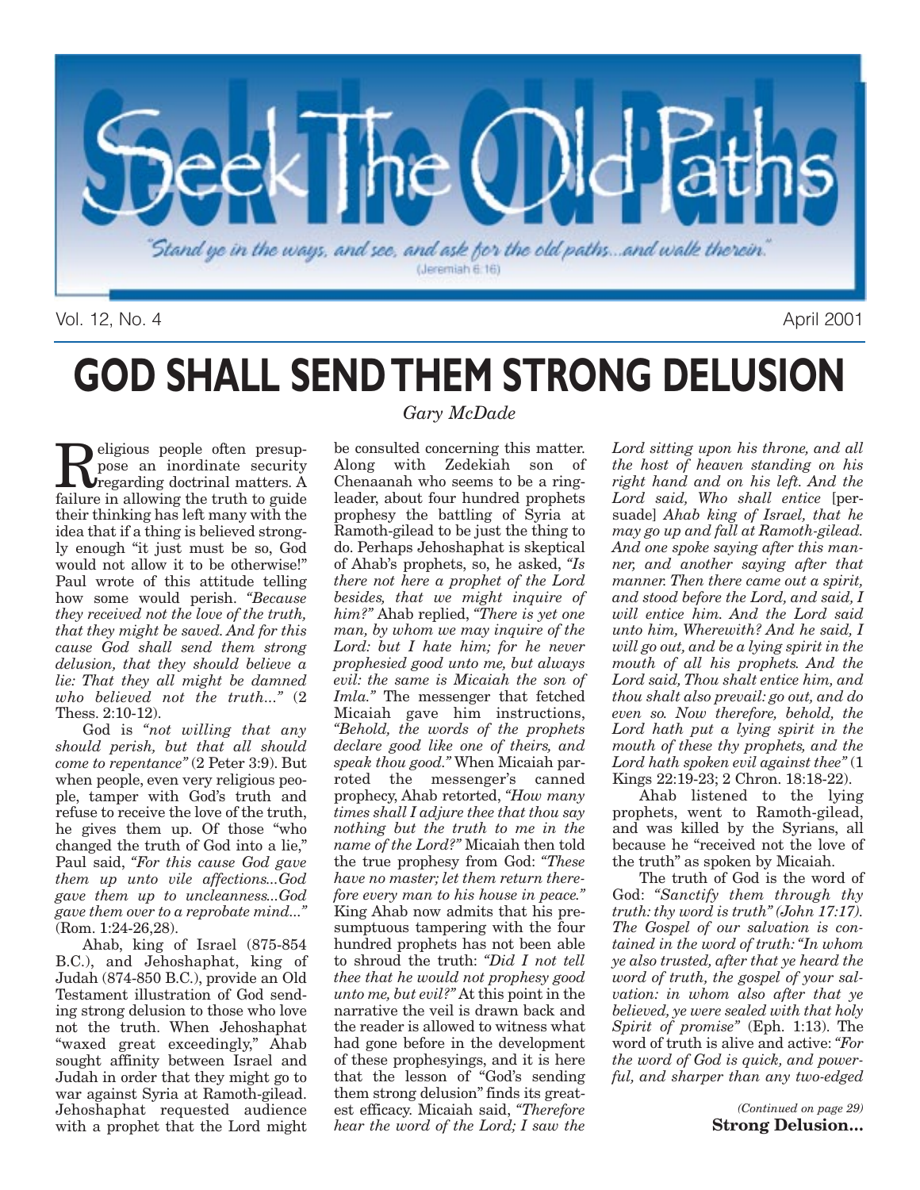# Seek The Old Paths

*"Stand ye in the ways, and see, and ask for the old paths...and walk therein."* (Jeremiah 6:16)

Vol. 12, No. 4 April 2001

# GOD SHALL SEND THEM STRONG DELUSION

*Gary McDade*

Religious people often presuppose an inordinate security regarding doctrinal matters. A failure in allowing the truth to guide their thinking has left many with the idea that if a thing is believed strongly enough "it just must be so, God would not allow it to be otherwise!" Paul wrote of this attitude telling how some would perish. *"Because they received not the love of the truth, that they might be saved. And for this cause God shall send them strong delusion, that they should believe a lie: That they all might be damned who believed not the truth..."* (2 Thess. 2:10-12).

God is *"not willing that any should perish, but that all should come to repentance"* (2 Peter 3:9). But when people, even very religious people, tamper with God's truth and refuse to receive the love of the truth, he gives them up. Of those "who changed the truth of God into a lie," Paul said, *"For this cause God gave them up unto vile affections...God gave them up to uncleanness...God gave them over to a reprobate mind..."* (Rom. 1:24-26,28).

Ahab, king of Israel (875-854 B.C.), and Jehoshaphat, king of Judah (874-850 B.C.), provide an Old Testament illustration of God sending strong delusion to those who love not the truth. When Jehoshaphat "waxed great exceedingly," Ahab sought affinity between Israel and Judah in order that they might go to war against Syria at Ramoth-gilead. Jehoshaphat requested audience with a prophet that the Lord might be consulted concerning this matter. Along with Zedekiah son of Chenaanah who seems to be a ringleader, about four hundred prophets prophesy the battling of Syria at Ramoth-gilead to be just the thing to do. Perhaps Jehoshaphat is skeptical of Ahab's prophets, so, he asked, *"Is there not here a prophet of the Lord besides, that we might inquire of him?"* Ahab replied, *"There is yet one man, by whom we may inquire of the Lord: but I hate him; for he never prophesied good unto me, but always evil: the same is Micaiah the son of Imla."* The messenger that fetched Micaiah gave him instructions, *"Behold, the words of the prophets declare good like one of theirs, and speak thou good."* When Micaiah parroted the messenger's canned prophecy, Ahab retorted, *"How many times shall I adjure thee that thou say nothing but the truth to me in the name of the Lord?"* Micaiah then told the true prophesy from God: *"These have no master; let them return therefore every man to his house in peace."* King Ahab now admits that his presumptuous tampering with the four hundred prophets has not been able to shroud the truth: *"Did I not tell thee that he would not prophesy good unto me, but evil?"* At this point in the narrative the veil is drawn back and the reader is allowed to witness what had gone before in the development of these prophesyings, and it is here that the lesson of "God's sending them strong delusion" finds its greatest efficacy. Micaiah said, *"Therefore hear the word of the Lord; I saw the Lord sitting upon his throne, and all the host of heaven standing on his right hand and on his left. And the Lord said, Who shall entice* [persuade] *Ahab king of Israel, that he may go up and fall at Ramoth-gilead. And one spoke saying after this manner, and another saying after that manner. Then there came out a spirit, and stood before the Lord, and said, I will entice him. And the Lord said unto him, Wherewith? And he said, I will go out, and be a lying spirit in the mouth of all his prophets. And the Lord said, Thou shalt entice him, and thou shalt also prevail: go out, and do even so. Now therefore, behold, the Lord hath put a lying spirit in the mouth of these thy prophets, and the Lord hath spoken evil against thee"* (1 Kings 22:19-23; 2 Chron. 18:18-22).

Ahab listened to the lying prophets, went to Ramoth-gilead, and was killed by the Syrians, all because he "received not the love of the truth" as spoken by Micaiah.

The truth of God is the word of God: *"Sanctify them through thy truth: thy word is truth" (John 17:17). The Gospel of our salvation is contained in the word of truth: "In whom ye also trusted, after that ye heard the word of truth, the gospel of your salvation: in whom also after that ye believed, ye were sealed with that holy Spirit of promise"* (Eph. 1:13). The word of truth is alive and active: *"For the word of God is quick, and powerful, and sharper than any two-edged*

*(Continued on page 29)*
**Strong Delusion...**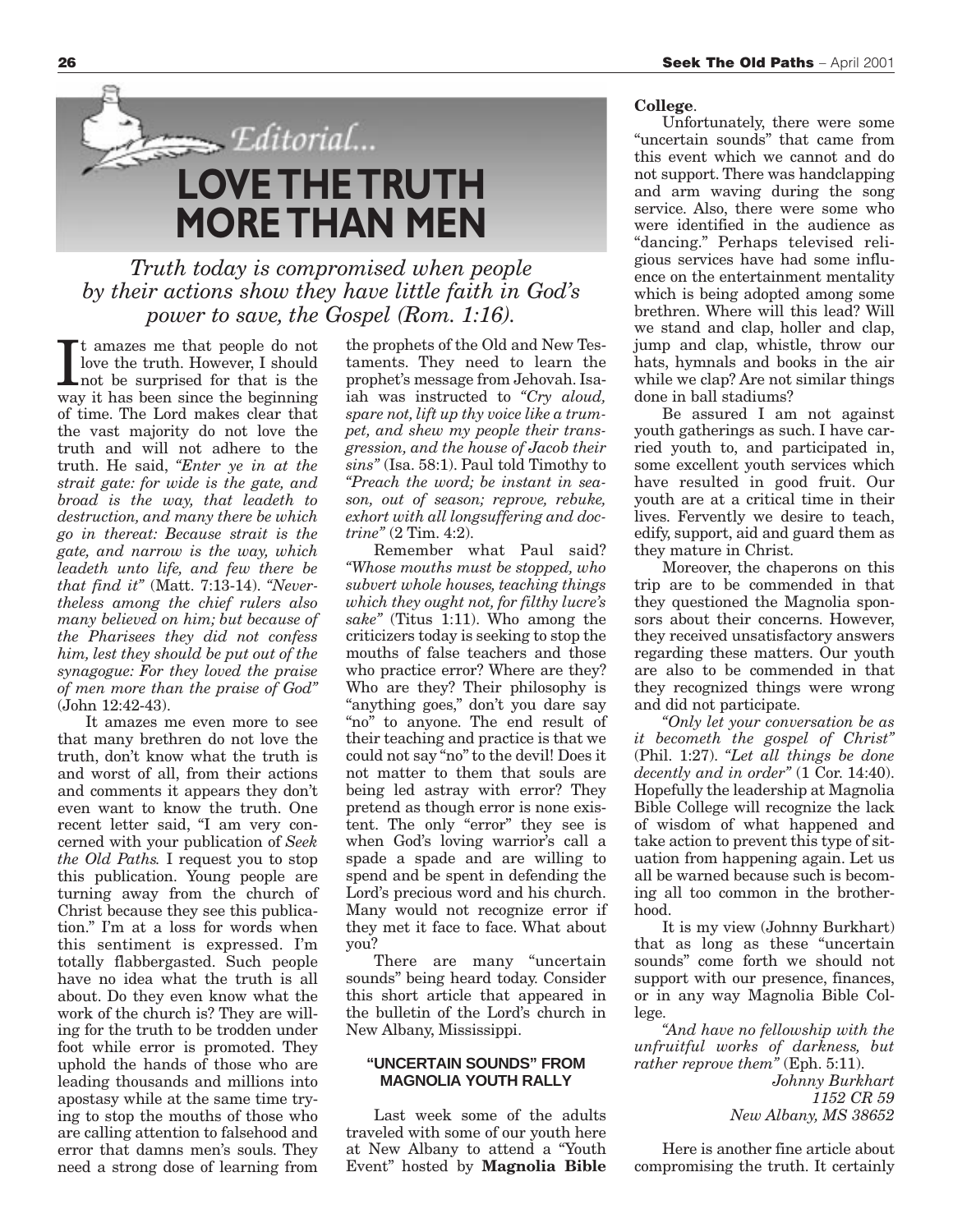*Editorial...*

# LOVE THE TRUTH MORE THAN MEN

*Truth today is compromised when people by their actions show they have little faith in God's power to save, the Gospel (Rom. 1:16).*

It amazes me that people do not love the truth. However, I should not be surprised for that is the way it has been since the beginning of time. The Lord makes clear that the vast majority do not love the truth and will not adhere to the truth. He said, *"Enter ye in at the strait gate: for wide is the gate, and broad is the way, that leadeth to destruction, and many there be which go in thereat: Because strait is the gate, and narrow is the way, which leadeth unto life, and few there be that find it"* (Matt. 7:13-14). *"Nevertheless among the chief rulers also many believed on him; but because of the Pharisees they did not confess him, lest they should be put out of the synagogue: For they loved the praise of men more than the praise of God"* (John 12:42-43).

It amazes me even more to see that many brethren do not love the truth, don't know what the truth is and worst of all, from their actions and comments it appears they don't even want to know the truth. One recent letter said, "I am very concerned with your publication of *Seek the Old Paths*. I request you to stop this publication. Young people are turning away from the church of Christ because they see this publication." I'm at a loss for words when this sentiment is expressed. I'm totally flabbergasted. Such people have no idea what the truth is all about. Do they even know what the work of the church is? They are willing for the truth to be trodden under foot while error is promoted. They uphold the hands of those who are leading thousands and millions into apostasy while at the same time trying to stop the mouths of those who are calling attention to falsehood and error that damns men's souls. They need a strong dose of learning from the prophets of the Old and New Testaments. They need to learn the prophet's message from Jehovah. Isaiah was instructed to *"Cry aloud, spare not, lift up thy voice like a trumpet, and shew my people their transgression, and the house of Jacob their sins"* (Isa. 58:1). Paul told Timothy to *"Preach the word; be instant in season, out of season; reprove, rebuke, exhort with all longsuffering and doctrine"* (2 Tim. 4:2).

Remember what Paul said? *"Whose mouths must be stopped, who subvert whole houses, teaching things which they ought not, for filthy lucre's sake"* (Titus 1:11). Who among the criticizers today is seeking to stop the mouths of false teachers and those who practice error? Where are they? Who are they? Their philosophy is "anything goes," don't you dare say "no" to anyone. The end result of their teaching and practice is that we could not say "no" to the devil! Does it not matter to them that souls are being led astray with error? They pretend as though error is none existent. The only "error" they see is when God's loving warrior's call a spade a spade and are willing to spend and be spent in defending the Lord's precious word and his church. Many would not recognize error if they met it face to face. What about you?

There are many "uncertain sounds" being heard today. Consider this short article that appeared in the bulletin of the Lord's church in New Albany, Mississippi.

### "UNCERTAIN SOUNDS" FROM MAGNOLIA YOUTH RALLY

Last week some of the adults traveled with some of our youth here at New Albany to attend a "Youth Event" hosted by **Magnolia Bible College**.

Unfortunately, there were some "uncertain sounds" that came from this event which we cannot and do not support. There was handclapping and arm waving during the song service. Also, there were some who were identified in the audience as "dancing." Perhaps televised religious services have had some influence on the entertainment mentality which is being adopted among some brethren. Where will this lead? Will we stand and clap, holler and clap, jump and clap, whistle, throw our hats, hymnals and books in the air while we clap? Are not similar things done in ball stadiums?

Be assured I am not against youth gatherings as such. I have carried youth to, and participated in, some excellent youth services which have resulted in good fruit. Our youth are at a critical time in their lives. Fervently we desire to teach, edify, support, aid and guard them as they mature in Christ.

Moreover, the chaperons on this trip are to be commended in that they questioned the Magnolia sponsors about their concerns. However, they received unsatisfactory answers regarding these matters. Our youth are also to be commended in that they recognized things were wrong and did not participate.

*"Only let your conversation be as it becometh the gospel of Christ"* (Phil. 1:27). *"Let all things be done decently and in order"* (1 Cor. 14:40). Hopefully the leadership at Magnolia Bible College will recognize the lack of wisdom of what happened and take action to prevent this type of situation from happening again. Let us all be warned because such is becoming all too common in the brotherhood.

It is my view (Johnny Burkhart) that as long as these "uncertain sounds" come forth we should not support with our presence, finances, or in any way Magnolia Bible College.

*"And have no fellowship with the unfruitful works of darkness, but rather reprove them"* (Eph. 5:11).

*Johnny Burkhart*
*1152 CR 59*
*New Albany, MS 38652*

Here is another fine article about compromising the truth. It certainly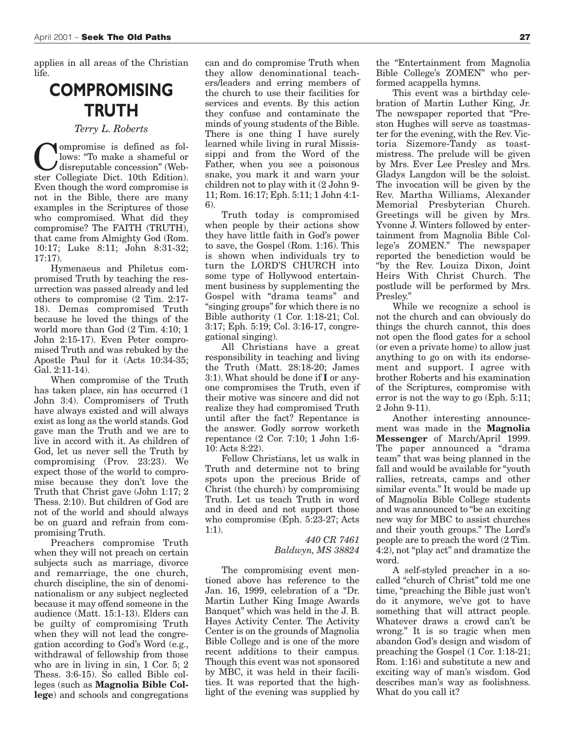applies in all areas of the Christian life.

# COMPROMISING TRUTH

*Terry L. Roberts*

Compromise is defined as follows: "To make a shameful or disreputable concession" (Webster Collegiate Dict. 10th Edition). Even though the word compromise is not in the Bible, there are many examples in the Scriptures of those who compromised. What did they compromise? The FAITH (TRUTH), that came from Almighty God (Rom. 10:17; Luke 8:11; John 8:31-32; 17:17).

Hymenaeus and Philetus compromised Truth by teaching the resurrection was passed already and led others to compromise (2 Tim. 2:17-18). Demas compromised Truth because he loved the things of the world more than God (2 Tim. 4:10; 1 John 2:15-17). Even Peter compromised Truth and was rebuked by the Apostle Paul for it (Acts 10:34-35; Gal. 2:11-14).

When compromise of the Truth has taken place, sin has occurred (1 John 3:4). Compromisers of Truth have always existed and will always exist as long as the world stands. God gave man the Truth and we are to live in accord with it. As children of God, let us never sell the Truth by compromising (Prov. 23:23). We expect those of the world to compromise because they don't love the Truth that Christ gave (John 1:17; 2 Thess. 2:10). But children of God are not of the world and should always be on guard and refrain from compromising Truth.

Preachers compromise Truth when they will not preach on certain subjects such as marriage, divorce and remarriage, the one church, church discipline, the sin of denominationalism or any subject neglected because it may offend someone in the audience (Matt. 15:1-13). Elders can be guilty of compromising Truth when they will not lead the congregation according to God's Word (e.g., withdrawal of fellowship from those who are in living in sin, 1 Cor. 5; 2 Thess. 3:6-15). So called Bible colleges (such as **Magnolia Bible College**) and schools and congregations can and do compromise Truth when they allow denominational teachers/leaders and erring members of the church to use their facilities for services and events. By this action they confuse and contaminate the minds of young students of the Bible. There is one thing I have surely learned while living in rural Mississippi and from the Word of the Father, when you see a poisonous snake, you mark it and warn your children not to play with it (2 John 9-11; Rom. 16:17; Eph. 5:11; 1 John 4:1-6).

Truth today is compromised when people by their actions show they have little faith in God's power to save, the Gospel (Rom. 1:16). This is shown when individuals try to turn the LORD'S CHURCH into some type of Hollywood entertainment business by supplementing the Gospel with "drama teams" and "singing groups" for which there is no Bible authority (1 Cor. 1:18-21; Col. 3:17; Eph. 5:19; Col. 3:16-17, congregational singing).

All Christians have a great responsibility in teaching and living the Truth (Matt. 28:18-20; James 3:1). What should be done if **I** or anyone compromises the Truth, even if their motive was sincere and did not realize they had compromised Truth until after the fact? Repentance is the answer. Godly sorrow worketh repentance (2 Cor. 7:10; 1 John 1:6-10: Acts 8:22).

Fellow Christians, let us walk in Truth and determine not to bring spots upon the precious Bride of Christ (the church) by compromising Truth. Let us teach Truth in word and in deed and not support those who compromise (Eph. 5:23-27; Acts 1:1).

*440 CR 7461*
*Baldwyn, MS 38824*

The compromising event mentioned above has reference to the Jan. 16, 1999, celebration of a "Dr. Martin Luther King Image Awards Banquet" which was held in the J. B. Hayes Activity Center. The Activity Center is on the grounds of Magnolia Bible College and is one of the more recent additions to their campus. Though this event was not sponsored by MBC, it was held in their facilities. It was reported that the highlight of the evening was supplied by the "Entertainment from Magnolia Bible College's ZOMEN" who performed acappella hymns.

This event was a birthday celebration of Martin Luther King, Jr. The newspaper reported that "Preston Hughes will serve as toastmaster for the evening, with the Rev. Victoria Sizemore-Tandy as toastmistress. The prelude will be given by Mrs. Ever Lee Presley and Mrs. Gladys Langdon will be the soloist. The invocation will be given by the Rev. Martha Williams, Alexander Memorial Presbyterian Church. Greetings will be given by Mrs. Yvonne J. Winters followed by entertainment from Magnolia Bible College's ZOMEN." The newspaper reported the benediction would be "by the Rev. Louiza Dixon, Joint Heirs With Christ Church. The postlude will be performed by Mrs. Presley."

While we recognize a school is not the church and can obviously do things the church cannot, this does not open the flood gates for a school (or even a private home) to allow just anything to go on with its endorsement and support. I agree with brother Roberts and his examination of the Scriptures, compromise with error is not the way to go (Eph. 5:11; 2 John 9-11).

Another interesting announcement was made in the **Magnolia Messenger** of March/April 1999. The paper announced a "drama team" that was being planned in the fall and would be available for "youth rallies, retreats, camps and other similar events." It would be made up of Magnolia Bible College students and was announced to "be an exciting new way for MBC to assist churches and their youth groups." The Lord's people are to preach the word (2 Tim. 4:2), not "play act" and dramatize the word.

A self-styled preacher in a so-called "church of Christ" told me one time, "preaching the Bible just won't do it anymore, we've got to have something that will attract people. Whatever draws a crowd can't be wrong." It is so tragic when men abandon God's design and wisdom of preaching the Gospel (1 Cor. 1:18-21; Rom. 1:16) and substitute a new and exciting way of man's wisdom. God describes man's way as foolishness. What do you call it?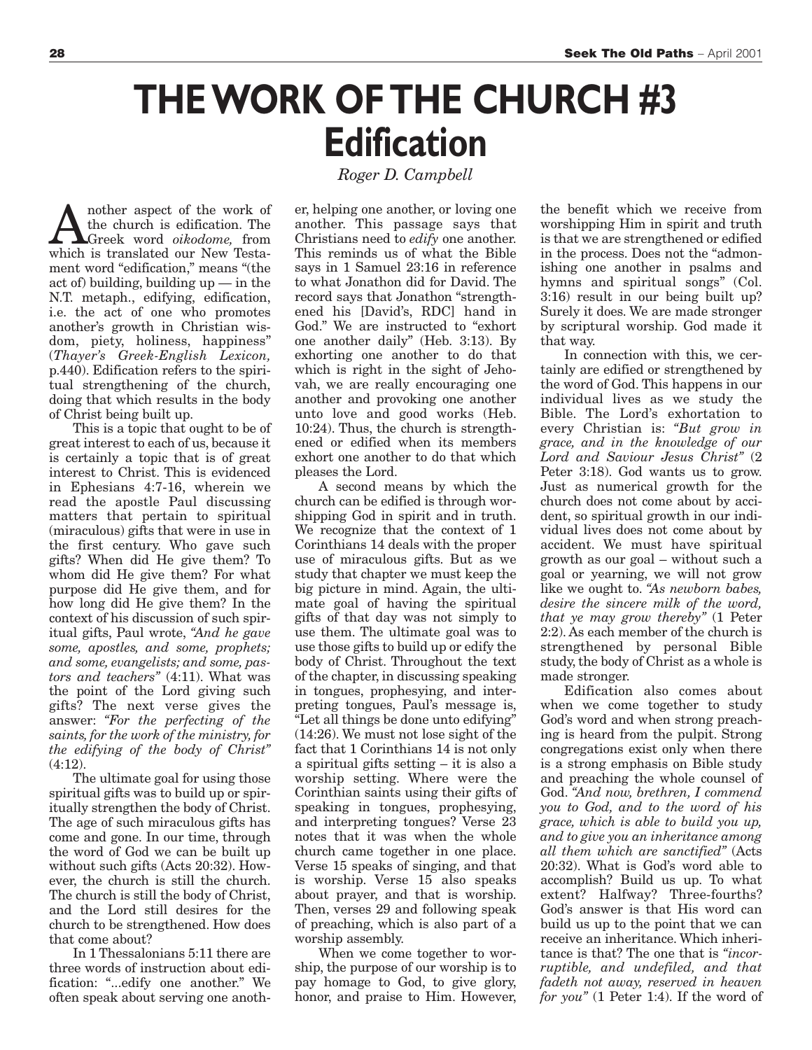# THE WORK OF THE CHURCH #3
## Edification

*Roger D. Campbell*

Another aspect of the work of the church is edification. The Greek word *oikodome,* from which is translated our New Testament word "edification," means "(the act of) building, building up — in the N.T. metaph., edifying, edification, i.e. the act of one who promotes another's growth in Christian wisdom, piety, holiness, happiness" (*Thayer's Greek-English Lexicon,* p.440). Edification refers to the spiritual strengthening of the church, doing that which results in the body of Christ being built up.

This is a topic that ought to be of great interest to each of us, because it is certainly a topic that is of great interest to Christ. This is evidenced in Ephesians 4:7-16, wherein we read the apostle Paul discussing matters that pertain to spiritual (miraculous) gifts that were in use in the first century. Who gave such gifts? When did He give them? To whom did He give them? For what purpose did He give them, and for how long did He give them? In the context of his discussion of such spiritual gifts, Paul wrote, *"And he gave some, apostles, and some, prophets; and some, evangelists; and some, pastors and teachers"* (4:11). What was the point of the Lord giving such gifts? The next verse gives the answer: *"For the perfecting of the saints, for the work of the ministry, for the edifying of the body of Christ"* (4:12).

The ultimate goal for using those spiritual gifts was to build up or spiritually strengthen the body of Christ. The age of such miraculous gifts has come and gone. In our time, through the word of God we can be built up without such gifts (Acts 20:32). However, the church is still the church. The church is still the body of Christ, and the Lord still desires for the church to be strengthened. How does that come about?

In 1 Thessalonians 5:11 there are three words of instruction about edification: "...edify one another." We often speak about serving one another, helping one another, or loving one another. This passage says that Christians need to *edify* one another. This reminds us of what the Bible says in 1 Samuel 23:16 in reference to what Jonathon did for David. The record says that Jonathon "strengthened his [David's, RDC] hand in God." We are instructed to "exhort one another daily" (Heb. 3:13). By exhorting one another to do that which is right in the sight of Jehovah, we are really encouraging one another and provoking one another unto love and good works (Heb. 10:24). Thus, the church is strengthened or edified when its members exhort one another to do that which pleases the Lord.

A second means by which the church can be edified is through worshipping God in spirit and in truth. We recognize that the context of 1 Corinthians 14 deals with the proper use of miraculous gifts. But as we study that chapter we must keep the big picture in mind. Again, the ultimate goal of having the spiritual gifts of that day was not simply to use them. The ultimate goal was to use those gifts to build up or edify the body of Christ. Throughout the text of the chapter, in discussing speaking in tongues, prophesying, and interpreting tongues, Paul's message is, "Let all things be done unto edifying" (14:26). We must not lose sight of the fact that 1 Corinthians 14 is not only a spiritual gifts setting – it is also a worship setting. Where were the Corinthian saints using their gifts of speaking in tongues, prophesying, and interpreting tongues? Verse 23 notes that it was when the whole church came together in one place. Verse 15 speaks of singing, and that is worship. Verse 15 also speaks about prayer, and that is worship. Then, verses 29 and following speak of preaching, which is also part of a worship assembly.

When we come together to worship, the purpose of our worship is to pay homage to God, to give glory, honor, and praise to Him. However, the benefit which we receive from worshipping Him in spirit and truth is that we are strengthened or edified in the process. Does not the "admonishing one another in psalms and hymns and spiritual songs" (Col. 3:16) result in our being built up? Surely it does. We are made stronger by scriptural worship. God made it that way.

In connection with this, we certainly are edified or strengthened by the word of God. This happens in our individual lives as we study the Bible. The Lord's exhortation to every Christian is: *"But grow in grace, and in the knowledge of our Lord and Saviour Jesus Christ"* (2 Peter 3:18). God wants us to grow. Just as numerical growth for the church does not come about by accident, so spiritual growth in our individual lives does not come about by accident. We must have spiritual growth as our goal – without such a goal or yearning, we will not grow like we ought to. *"As newborn babes, desire the sincere milk of the word, that ye may grow thereby"* (1 Peter 2:2). As each member of the church is strengthened by personal Bible study, the body of Christ as a whole is made stronger.

Edification also comes about when we come together to study God's word and when strong preaching is heard from the pulpit. Strong congregations exist only when there is a strong emphasis on Bible study and preaching the whole counsel of God. *"And now, brethren, I commend you to God, and to the word of his grace, which is able to build you up, and to give you an inheritance among all them which are sanctified"* (Acts 20:32). What is God's word able to accomplish? Build us up. To what extent? Halfway? Three-fourths? God's answer is that His word can build us up to the point that we can receive an inheritance. Which inheritance is that? The one that is *"incorruptible, and undefiled, and that fadeth not away, reserved in heaven for you"* (1 Peter 1:4). If the word of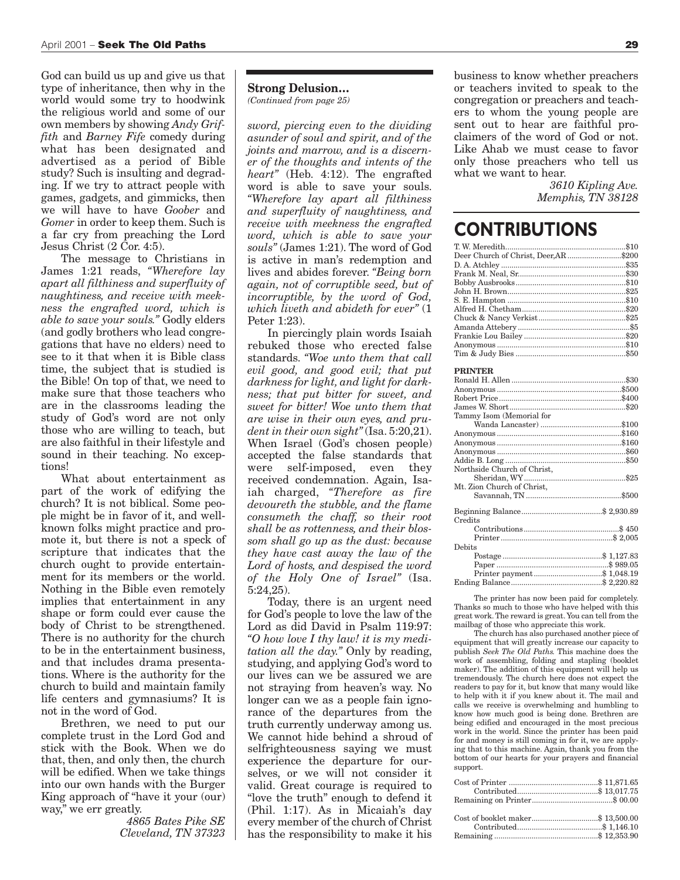God can build us up and give us that type of inheritance, then why in the world would some try to hoodwink the religious world and some of our own members by showing *Andy Griffith* and *Barney Fife* comedy during what has been designated and advertised as a period of Bible study? Such is insulting and degrading. If we try to attract people with games, gadgets, and gimmicks, then we will have to have *Goober* and *Gomer* in order to keep them. Such is a far cry from preaching the Lord Jesus Christ (2 Cor. 4:5).

The message to Christians in James 1:21 reads, *"Wherefore lay apart all filthiness and superfluity of naughtiness, and receive with meekness the engrafted word, which is able to save your souls."* Godly elders (and godly brothers who lead congregations that have no elders) need to see to it that when it is Bible class time, the subject that is studied is the Bible! On top of that, we need to make sure that those teachers who are in the classrooms leading the study of God's word are not only those who are willing to teach, but are also faithful in their lifestyle and sound in their teaching. No exceptions!

What about entertainment as part of the work of edifying the church? It is not biblical. Some people might be in favor of it, and well-known folks might practice and promote it, but there is not a speck of scripture that indicates that the church ought to provide entertainment for its members or the world. Nothing in the Bible even remotely implies that entertainment in any shape or form could ever cause the body of Christ to be strengthened. There is no authority for the church to be in the entertainment business, and that includes drama presentations. Where is the authority for the church to build and maintain family life centers and gymnasiums? It is not in the word of God.

Brethren, we need to put our complete trust in the Lord God and stick with the Book. When we do that, then, and only then, the church will be edified. When we take things into our own hands with the Burger King approach of "have it your (our) way," we err greatly.

*4865 Bates Pike SE*
*Cleveland, TN 37323*

**Strong Delusion...**
*(Continued from page 25)*

*sword, piercing even to the dividing asunder of soul and spirit, and of the joints and marrow, and is a discerner of the thoughts and intents of the heart"* (Heb. 4:12). The engrafted word is able to save your souls. *"Wherefore lay apart all filthiness and superfluity of naughtiness, and receive with meekness the engrafted word, which is able to save your souls"* (James 1:21). The word of God is active in man's redemption and lives and abides forever. *"Being born again, not of corruptible seed, but of incorruptible, by the word of God, which liveth and abideth for ever"* (1 Peter 1:23).

In piercingly plain words Isaiah rebuked those who erected false standards. *"Woe unto them that call evil good, and good evil; that put darkness for light, and light for darkness; that put bitter for sweet, and sweet for bitter! Woe unto them that are wise in their own eyes, and prudent in their own sight"* (Isa. 5:20,21). When Israel (God's chosen people) accepted the false standards that were self-imposed, even they received condemnation. Again, Isaiah charged, *"Therefore as fire devoureth the stubble, and the flame consumeth the chaff, so their root shall be as rottenness, and their blossom shall go up as the dust: because they have cast away the law of the Lord of hosts, and despised the word of the Holy One of Israel"* (Isa. 5:24,25).

Today, there is an urgent need for God's people to love the law of the Lord as did David in Psalm 119:97: *"O how love I thy law! it is my meditation all the day."* Only by reading, studying, and applying God's word to our lives can we be assured we are not straying from heaven's way. No longer can we as a people fain ignorance of the departures from the truth currently underway among us. We cannot hide behind a shroud of selfrighteousness saying we must experience the departure for ourselves, or we will not consider it valid. Great courage is required to "love the truth" enough to defend it (Phil. 1:17). As in Micaiah's day every member of the church of Christ has the responsibility to make it his business to know whether preachers or teachers invited to speak to the congregation or preachers and teachers to whom the young people are sent out to hear are faithful proclaimers of the word of God or not. Like Ahab we must cease to favor only those preachers who tell us what we want to hear.

*3610 Kipling Ave.*
*Memphis, TN 38128*

# CONTRIBUTIONS

| | |
|---|---|
| T. W. Meredith | $10 |
| Deer Church of Christ, Deer, AR | $200 |
| D. A. Atchley | $35 |
| Frank M. Neal, Sr. | $30 |
| Bobby Ausbrooks | $10 |
| John H. Brown | $25 |
| S. E. Hampton | $10 |
| Alfred H. Chetham | $20 |
| Chuck & Nancy Verkist | $25 |
| Amanda Attebery | $5 |
| Frankie Lou Bailey | $20 |
| Anonymous | $10 |
| Tim & Judy Bies | $50 |

**PRINTER**

| | |
|---|---|
| Ronald H. Allen | $30 |
| Anonymous | $500 |
| Robert Price | $400 |
| James W. Short | $20 |
| Tammy Isom (Memorial for Wanda Lancaster) | $100 |
| Anonymous | $160 |
| Anonymous | $160 |
| Anonymous | $60 |
| Addie B. Long | $50 |
| Northside Church of Christ, Sheridan, WY | $25 |
| Mt. Zion Church of Christ, Savannah, TN | $500 |

| | |
|---|---|
| Beginning Balance | $ 2,930.89 |
| Credits | |
| Contributions | $ 450 |
| Printer | $ 2,005 |
| Debits | |
| Postage | $ 1,127.83 |
| Paper | $ 989.05 |
| Printer payment | $ 1,048.19 |
| Ending Balance | $ 2,220.82 |

The printer has now been paid for completely. Thanks so much to those who have helped with this great work. The reward is great. You can tell from the mailbag of those who appreciate this work.

The church has also purchased another piece of equipment that will greatly increase our capacity to publish *Seek The Old Paths*. This machine does the work of assembling, folding and stapling (booklet maker). The addition of this equipment will help us tremendously. The church here does not expect the readers to pay for it, but know that many would like to help with it if you knew about it. The mail and calls we receive is overwhelming and humbling to know how much good is being done. Brethren are being edified and encouraged in the most precious work in the world. Since the printer has been paid for and money is still coming in for it, we are applying that to this machine. Again, thank you from the bottom of our hearts for your prayers and financial support.

| | |
|---|---|
| Cost of Printer | $ 11,871.65 |
| Contributed | $ 13,017.75 |
| Remaining on Printer | $ 00.00 |

| | |
|---|---|
| Cost of booklet maker | $ 13,500.00 |
| Contributed | $ 1,146.10 |
| Remaining | $ 12,353.90 |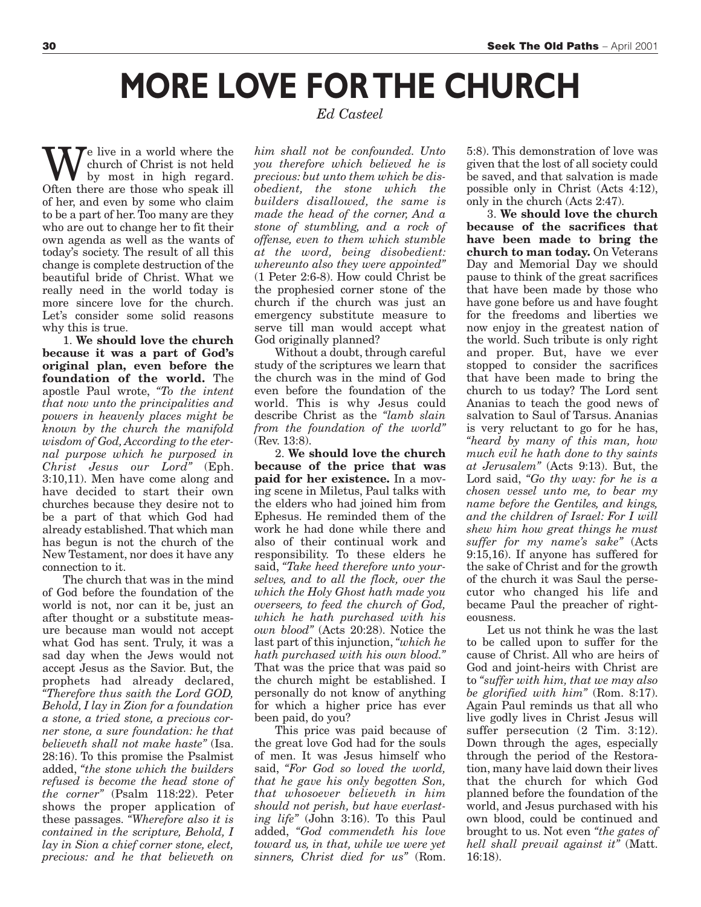# MORE LOVE FOR THE CHURCH

*Ed Casteel*

We live in a world where the church of Christ is not held by most in high regard. Often there are those who speak ill of her, and even by some who claim to be a part of her. Too many are they who are out to change her to fit their own agenda as well as the wants of today's society. The result of all this change is complete destruction of the beautiful bride of Christ. What we really need in the world today is more sincere love for the church. Let's consider some solid reasons why this is true.

1. **We should love the church because it was a part of God's original plan, even before the foundation of the world.** The apostle Paul wrote, *"To the intent that now unto the principalities and powers in heavenly places might be known by the church the manifold wisdom of God, According to the eternal purpose which he purposed in Christ Jesus our Lord"* (Eph. 3:10,11). Men have come along and have decided to start their own churches because they desire not to be a part of that which God had already established. That which man has begun is not the church of the New Testament, nor does it have any connection to it.

The church that was in the mind of God before the foundation of the world is not, nor can it be, just an after thought or a substitute measure because man would not accept what God has sent. Truly, it was a sad day when the Jews would not accept Jesus as the Savior. But, the prophets had already declared, *"Therefore thus saith the Lord GOD, Behold, I lay in Zion for a foundation a stone, a tried stone, a precious corner stone, a sure foundation: he that believeth shall not make haste"* (Isa. 28:16). To this promise the Psalmist added, *"the stone which the builders refused is become the head stone of the corner"* (Psalm 118:22). Peter shows the proper application of these passages. *"Wherefore also it is contained in the scripture, Behold, I lay in Sion a chief corner stone, elect, precious: and he that believeth on him shall not be confounded. Unto you therefore which believed he is precious: but unto them which be disobedient, the stone which the builders disallowed, the same is made the head of the corner, And a stone of stumbling, and a rock of offense, even to them which stumble at the word, being disobedient: whereunto also they were appointed"* (1 Peter 2:6-8). How could Christ be the prophesied corner stone of the church if the church was just an emergency substitute measure to serve till man would accept what God originally planned?

Without a doubt, through careful study of the scriptures we learn that the church was in the mind of God even before the foundation of the world. This is why Jesus could describe Christ as the *"lamb slain from the foundation of the world"* (Rev. 13:8).

2. **We should love the church because of the price that was paid for her existence.** In a moving scene in Miletus, Paul talks with the elders who had joined him from Ephesus. He reminded them of the work he had done while there and also of their continual work and responsibility. To these elders he said, *"Take heed therefore unto yourselves, and to all the flock, over the which the Holy Ghost hath made you overseers, to feed the church of God, which he hath purchased with his own blood"* (Acts 20:28). Notice the last part of this injunction, *"which he hath purchased with his own blood."* That was the price that was paid so the church might be established. I personally do not know of anything for which a higher price has ever been paid, do you?

This price was paid because of the great love God had for the souls of men. It was Jesus himself who said, *"For God so loved the world, that he gave his only begotten Son, that whosoever believeth in him should not perish, but have everlasting life"* (John 3:16). To this Paul added, *"God commendeth his love toward us, in that, while we were yet sinners, Christ died for us"* (Rom. 5:8). This demonstration of love was given that the lost of all society could be saved, and that salvation is made possible only in Christ (Acts 4:12), only in the church (Acts 2:47).

3. **We should love the church because of the sacrifices that have been made to bring the church to man today.** On Veterans Day and Memorial Day we should pause to think of the great sacrifices that have been made by those who have gone before us and have fought for the freedoms and liberties we now enjoy in the greatest nation of the world. Such tribute is only right and proper. But, have we ever stopped to consider the sacrifices that have been made to bring the church to us today? The Lord sent Ananias to teach the good news of salvation to Saul of Tarsus. Ananias is very reluctant to go for he has, *"heard by many of this man, how much evil he hath done to thy saints at Jerusalem"* (Acts 9:13). But, the Lord said, *"Go thy way: for he is a chosen vessel unto me, to bear my name before the Gentiles, and kings, and the children of Israel: For I will shew him how great things he must suffer for my name's sake"* (Acts 9:15,16). If anyone has suffered for the sake of Christ and for the growth of the church it was Saul the persecutor who changed his life and became Paul the preacher of righteousness.

Let us not think he was the last to be called upon to suffer for the cause of Christ. All who are heirs of God and joint-heirs with Christ are to *"suffer with him, that we may also be glorified with him"* (Rom. 8:17). Again Paul reminds us that all who live godly lives in Christ Jesus will suffer persecution (2 Tim. 3:12). Down through the ages, especially through the period of the Restoration, many have laid down their lives that the church for which God planned before the foundation of the world, and Jesus purchased with his own blood, could be continued and brought to us. Not even *"the gates of hell shall prevail against it"* (Matt. 16:18).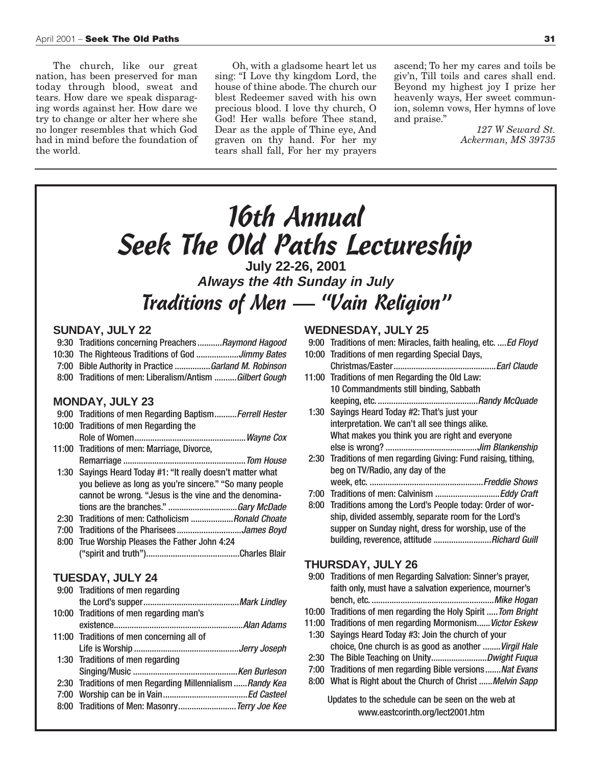The church, like our great nation, has been preserved for man today through blood, sweat and tears. How dare we speak disparaging words against her. How dare we try to change or alter her where she no longer resembles that which God had in mind before the foundation of the world.

Oh, with a gladsome heart let us sing: "I Love thy kingdom Lord, the house of thine abode. The church our blest Redeemer saved with his own precious blood. I love thy church, O God! Her walls before Thee stand, Dear as the apple of Thine eye, And graven on thy hand. For her my tears shall fall, For her my prayers ascend; To her my cares and toils be giv'n, Till toils and cares shall end. Beyond my highest joy I prize her heavenly ways, Her sweet communion, solemn vows, Her hymns of love and praise."

*127 W Seward St.*
*Ackerman, MS 39735*

---

# *16th Annual Seek The Old Paths Lectureship*

**July 22-26, 2001**

***Always the 4th Sunday in July***

## *Traditions of Men — "Vain Religion"*

### SUNDAY, JULY 22

- 9:30 Traditions concerning Preachers ........... *Raymond Hagood*
- 10:30 The Righteous Traditions of God ................... *Jimmy Bates*
- 7:00 Bible Authority in Practice ................ *Garland M. Robinson*
- 8:00 Traditions of men: Liberalism/Antism .......... *Gilbert Gough*

### MONDAY, JULY 23

- 9:00 Traditions of men Regarding Baptism.......... *Ferrell Hester*
- 10:00 Traditions of men Regarding the Role of Women................................................. *Wayne Cox*
- 11:00 Traditions of men: Marriage, Divorce, Remarriage ...................................................... *Tom House*
- 1:30 Sayings Heard Today #1: "It really doesn't matter what you believe as long as you're sincere." "So many people cannot be wrong. "Jesus is the vine and the denominations are the branches." ............................... *Gary McDade*
- 2:30 Traditions of men: Catholicism ................... *Ronald Choate*
- 7:00 Traditions of the Pharisees ............................. *James Boyd*
- 8:00 True Worship Pleases the Father John 4:24 ("spirit and truth")......................................... Charles Blair

### TUESDAY, JULY 24

- 9:00 Traditions of men regarding the Lord's supper.......................................... *Mark Lindley*
- 10:00 Traditions of men regarding man's existence......................................................... *Alan Adams*
- 11:00 Traditions of men concerning all of Life is Worship ............................................... *Jerry Joseph*
- 1:30 Traditions of men regarding Singing/Music .............................................. *Ken Burleson*
- 2:30 Traditions of men Regarding Millennialism ...... *Randy Kea*
- 7:00 Worship can be in Vain..................................... *Ed Casteel*
- 8:00 Traditions of Men: Masonry.......................... *Terry Joe Kee*

### WEDNESDAY, JULY 25

- 9:00 Traditions of men: Miracles, faith healing, etc. .... *Ed Floyd*
- 10:00 Traditions of men regarding Special Days, Christmas/Easter............................................. *Earl Claude*
- 11:00 Traditions of men Regarding the Old Law: 10 Commandments still binding, Sabbath keeping, etc. ............................................ *Randy McQuade*
- 1:30 Sayings Heard Today #2: That's just your interpretation. We can't all see things alike. What makes you think you are right and everyone else is wrong? ......................................... *Jim Blankenship*
- 2:30 Traditions of men regarding Giving: Fund raising, tithing, beg on TV/Radio, any day of the week, etc. .................................................. *Freddie Shows*
- 7:00 Traditions of men: Calvinism ............................ *Eddy Craft*
- 8:00 Traditions among the Lord's People today: Order of worship, divided assembly, separate room for the Lord's supper on Sunday night, dress for worship, use of the building, reverence, attitude .......................... *Richard Guill*

### THURSDAY, JULY 26

- 9:00 Traditions of men Regarding Salvation: Sinner's prayer, faith only, must have a salvation experience, mourner's bench, etc. ...................................................... *Mike Hogan*
- 10:00 Traditions of men regarding the Holy Spirit ..... *Tom Bright*
- 11:00 Traditions of men regarding Mormonism...... *Victor Eskew*
- 1:30 Sayings Heard Today #3: Join the church of your choice, One church is as good as another ........ *Virgil Hale*
- 2:30 The Bible Teaching on Unity......................... *Dwight Fuqua*
- 7:00 Traditions of men regarding Bible versions....... *Nat Evans*
- 8:00 What is Right about the Church of Christ ...... *Melvin Sapp*

Updates to the schedule can be seen on the web at www.eastcorinth.org/lect2001.htm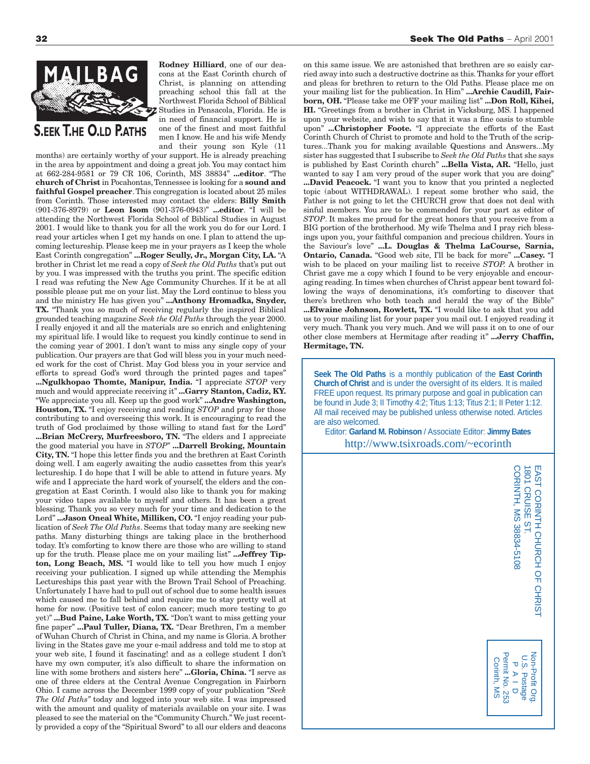# MAILBAG

**S.EEK T.HE O.LD P.ATHS**

**Rodney Hilliard**, one of our deacons at the East Corinth church of Christ, is planning on attending preaching school this fall at the Northwest Florida School of Biblical Studies in Pensacola, Florida. He is in need of financial support. He is one of the finest and most faithful men I know. He and his wife Mendy and their young son Kyle (11 months) are certainly worthy of your support. He is already preaching in the area by appointment and doing a great job. You may contact him at 662-284-9581 or 79 CR 106, Corinth, MS 38834" **...editor**. "The **church of Christ** in Pocahontas, Tennessee is looking for a **sound and faithful Gospel preacher**. This congregation is located about 25 miles from Corinth. Those interested may contact the elders: **Billy Smith** (901-376-8979) or **Leon Isom** (901-376-0943)" **...editor**. "I will be attending the Northwest Florida School of Biblical Studies in August 2001. I would like to thank you for all the work you do for our Lord. I read your articles when I get my hands on one. I plan to attend the upcoming lectureship. Please keep me in your prayers as I keep the whole East Corinth congregation" **...Roger Scully, Jr., Morgan City, LA.** "A brother in Christ let me read a copy of *Seek the Old Paths* that's put out by you. I was impressed with the truths you print. The specific edition I read was refuting the New Age Community Churches. If it be at all possible please put me on your list. May the Lord continue to bless you and the ministry He has given you" **...Anthony Hromadka, Snyder, TX.** "Thank you so much of receiving regularly the inspired Biblical grounded teaching magazine *Seek the Old Paths* through the year 2000. I really enjoyed it and all the materials are so enrich and enlightening my spiritual life. I would like to request you kindly continue to send in the coming year of 2001. I don't want to miss any single copy of your publication. Our prayers are that God will bless you in your much needed work for the cost of Christ. May God bless you in your service and efforts to spread God's word through the printed pages and tapes" **...Ngulkhopao Thomte, Manipur, India.** "I appreciate *STOP* very much and would appreciate receiving it" **...Garry Stanton, Cadiz, KY.** "We appreciate you all. Keep up the good work" **...Andre Washington, Houston, TX.** "I enjoy receiving and reading *STOP* and pray for those contributing to and overseeing this work. It is encouraging to read the truth of God proclaimed by those willing to stand fast for the Lord" **...Brian McCrery, Murfreesboro, TN.** "The elders and I appreciate the good material you have in *STOP*" **...Darrell Broking, Mountain City, TN.** "I hope this letter finds you and the brethren at East Corinth doing well. I am eagerly awaiting the audio cassettes from this year's lectureship. I do hope that I will be able to attend in future years. My wife and I appreciate the hard work of yourself, the elders and the congregation at East Corinth. I would also like to thank you for making your video tapes available to myself and others. It has been a great blessing. Thank you so very much for your time and dedication to the Lord" **...Jason Oneal White, Milliken, CO.** "I enjoy reading your publication of *Seek The Old Paths*. Seems that today many are seeking new paths. Many disturbing things are taking place in the brotherhood today. It's comforting to know there are those who are willing to stand up for the truth. Please place me on your mailing list" **...Jeffrey Tipton, Long Beach, MS.** "I would like to tell you how much I enjoy receiving your publication. I signed up while attending the Memphis Lectureships this past year with the Brown Trail School of Preaching. Unfortunately I have had to pull out of school due to some health issues which caused me to fall behind and require me to stay pretty well at home for now. (Positive test of colon cancer; much more testing to go yet)" **...Bud Paine, Lake Worth, TX.** "Don't want to miss getting your fine paper" **...Paul Tuller, Diana, TX.** "Dear Brethren, I'm a member of Wuhan Church of Christ in China, and my name is Gloria. A brother living in the States gave me your e-mail address and told me to stop at your web site, I found it fascinating! and as a college student I don't have my own computer, it's also difficult to share the information on line with some brothers and sisters here" **...Gloria, China.** "I serve as one of three elders at the Central Avenue Congregation in Fairborn Ohio. I came across the December 1999 copy of your publication *"Seek The Old Paths"* today and logged into your web site. I was impressed with the amount and quality of materials available on your site. I was pleased to see the material on the "Community Church." We just recently provided a copy of the "Spiritual Sword" to all our elders and deacons on this same issue. We are astonished that brethren are so easily carried away into such a destructive doctrine as this. Thanks for your effort and pleas for brethren to return to the Old Paths. Please place me on your mailing list for the publication. In Him" **...Archie Caudill, Fairborn, OH.** "Please take me OFF your mailing list" **...Don Roll, Kihei, HI.** "Greetings from a brother in Christ in Vicksburg, MS. I happened upon your website, and wish to say that it was a fine oasis to stumble upon" **...Christopher Foote.** "I appreciate the efforts of the East Corinth Church of Christ to promote and hold to the Truth of the scriptures...Thank you for making available Questions and Answers...My sister has suggested that I subscribe to *Seek the Old Paths* that she says is published by East Corinth church" **...Bella Vista, AR.** "Hello, just wanted to say I am very proud of the super work that you are doing" **...David Peacock.** "I want you to know that you printed a neglected topic (about WITHDRAWAL). I repeat some brother who said, the Father is not going to let the CHURCH grow that does not deal with sinful members. You are to be commended for your part as editor of *STOP*. It makes me proud for the great honors that you receive from a BIG portion of the brotherhood. My wife Thelma and I pray rich blessings upon you, your faithful companion and precious children. Yours in the Saviour's love" **...L. Douglas & Thelma LaCourse, Sarnia, Ontario, Canada.** "Good web site, I'll be back for more" **...Casey.** "I wish to be placed on your mailing list to receive *STOP.* A brother in Christ gave me a copy which I found to be very enjoyable and encouraging reading. In times when churches of Christ appear bent toward following the ways of denominations, it's comforting to discover that there's brethren who both teach and herald the way of the Bible" **...Elwaine Johnson, Rowlett, TX.** "I would like to ask that you add us to your mailing list for your paper you mail out. I enjoyed reading it very much. Thank you very much. And we will pass it on to one of our other close members at Hermitage after reading it" **...Jerry Chaffin, Hermitage, TN.**

---

**Seek The Old Paths** is a monthly publication of the **East Corinth Church of Christ** and is under the oversight of its elders. It is mailed FREE upon request. Its primary purpose and goal in publication can be found in Jude 3; II Timothy 4:2; Titus 1:13; Titus 2:1; II Peter 1:12. All mail received may be published unless otherwise noted. Articles are also welcomed.

Editor: **Garland M. Robinson** / Associate Editor: **Jimmy Bates**

http://www.tsixroads.com/~ecorinth

EAST CORINTH CHURCH OF CHRIST
1801 CRUISE ST.
CORINTH, MS 38834-5108

Non-Profit Org.
U.S. Postage
P A I D
Permit No. 253
Corinth, MS